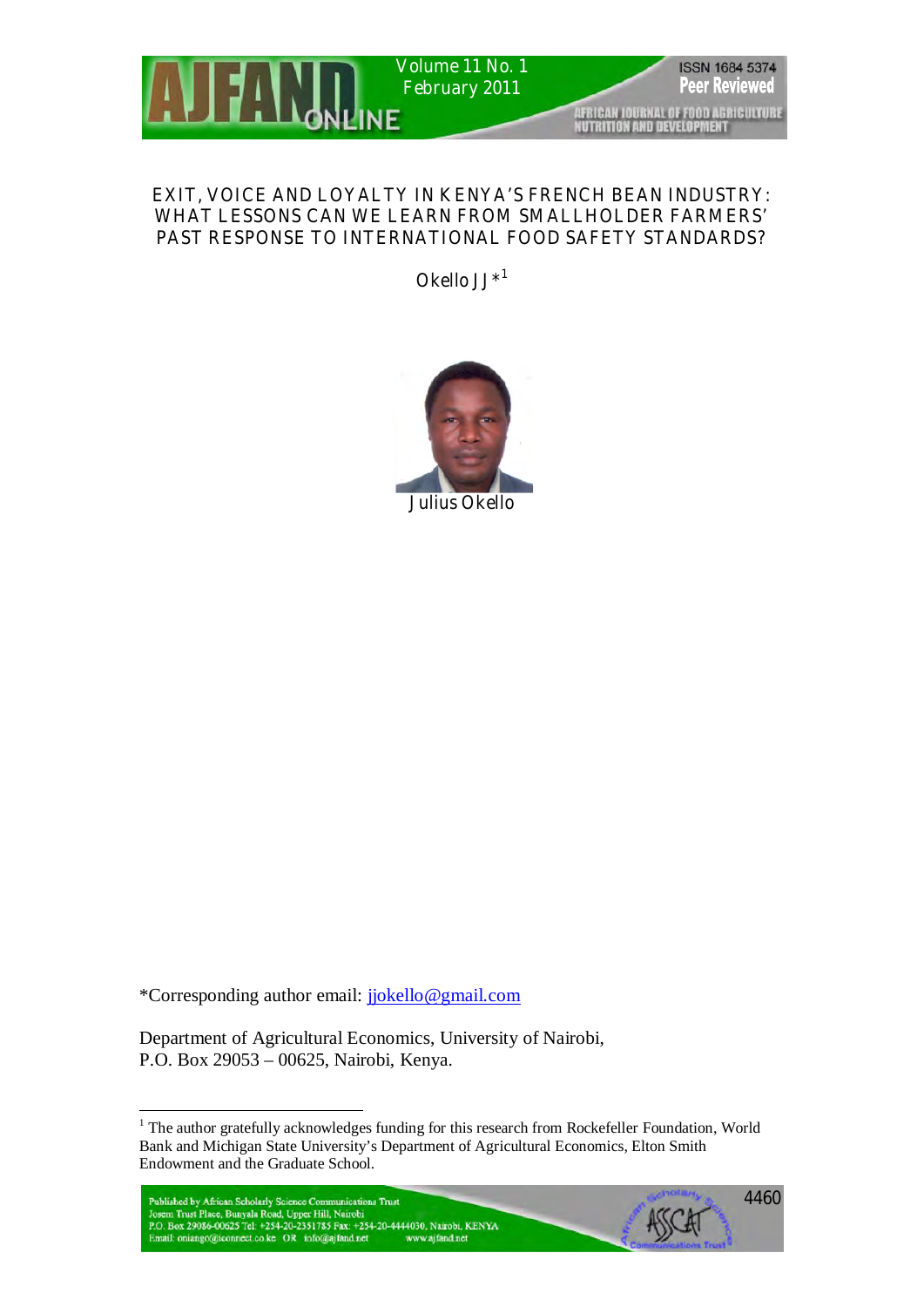# EXIT, VOICE AND LOYALTY IN KENYA'S FRENCH BEAN INDUSTRY: WHAT LESSONS CAN WE LEARN FROM SMALLHOLDER FARMERS' PAST RESPONSE TO INTERNATIONAL FOOD SAFETY STANDARDS?

Okello JJ*[1]

Julius Okello

*Corresponding author email: jjokello@gmail.com

Department of Agricultural Economics, University of Nairobi, P.O. Box 29053 – 00625, Nairobi, Kenya.

[1] The author gratefully acknowledges funding for this research from Rockefeller Foundation, World Bank and Michigan State University's Department of Agricultural Economics, Elton Smith Endowment and the Graduate School.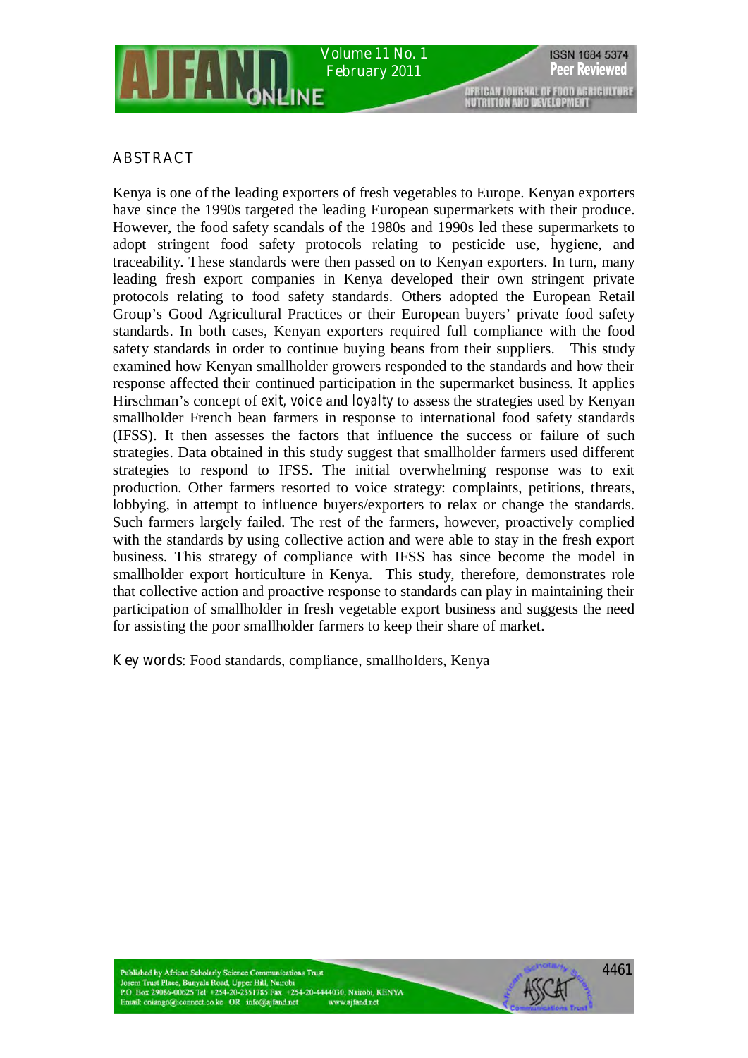## ABSTRACT

Kenya is one of the leading exporters of fresh vegetables to Europe. Kenyan exporters have since the 1990s targeted the leading European supermarkets with their produce. However, the food safety scandals of the 1980s and 1990s led these supermarkets to adopt stringent food safety protocols relating to pesticide use, hygiene, and traceability. These standards were then passed on to Kenyan exporters. In turn, many leading fresh export companies in Kenya developed their own stringent private protocols relating to food safety standards. Others adopted the European Retail Group's Good Agricultural Practices or their European buyers' private food safety standards. In both cases, Kenyan exporters required full compliance with the food safety standards in order to continue buying beans from their suppliers. This study examined how Kenyan smallholder growers responded to the standards and how their response affected their continued participation in the supermarket business. It applies Hirschman's concept of *exit*, *voice* and *loyalty* to assess the strategies used by Kenyan smallholder French bean farmers in response to international food safety standards (IFSS). It then assesses the factors that influence the success or failure of such strategies. Data obtained in this study suggest that smallholder farmers used different strategies to respond to IFSS. The initial overwhelming response was to exit production. Other farmers resorted to voice strategy: complaints, petitions, threats, lobbying, in attempt to influence buyers/exporters to relax or change the standards. Such farmers largely failed. The rest of the farmers, however, proactively complied with the standards by using collective action and were able to stay in the fresh export business. This strategy of compliance with IFSS has since become the model in smallholder export horticulture in Kenya. This study, therefore, demonstrates role that collective action and proactive response to standards can play in maintaining their participation of smallholder in fresh vegetable export business and suggests the need for assisting the poor smallholder farmers to keep their share of market.

**Key words**: Food standards, compliance, smallholders, Kenya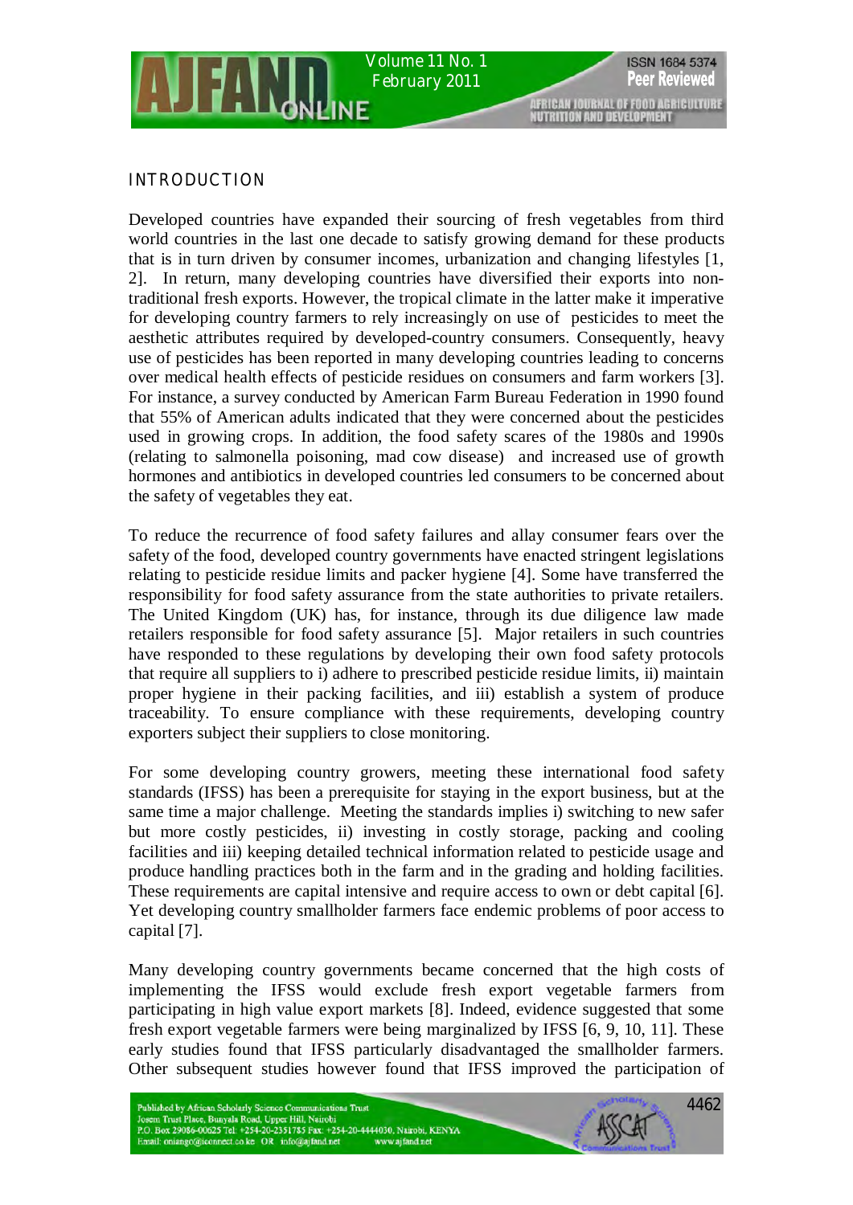## INTRODUCTION

Developed countries have expanded their sourcing of fresh vegetables from third world countries in the last one decade to satisfy growing demand for these products that is in turn driven by consumer incomes, urbanization and changing lifestyles [1, 2]. In return, many developing countries have diversified their exports into non-traditional fresh exports. However, the tropical climate in the latter make it imperative for developing country farmers to rely increasingly on use of pesticides to meet the aesthetic attributes required by developed-country consumers. Consequently, heavy use of pesticides has been reported in many developing countries leading to concerns over medical health effects of pesticide residues on consumers and farm workers [3]. For instance, a survey conducted by American Farm Bureau Federation in 1990 found that 55% of American adults indicated that they were concerned about the pesticides used in growing crops. In addition, the food safety scares of the 1980s and 1990s (relating to salmonella poisoning, mad cow disease) and increased use of growth hormones and antibiotics in developed countries led consumers to be concerned about the safety of vegetables they eat.

To reduce the recurrence of food safety failures and allay consumer fears over the safety of the food, developed country governments have enacted stringent legislations relating to pesticide residue limits and packer hygiene [4]. Some have transferred the responsibility for food safety assurance from the state authorities to private retailers. The United Kingdom (UK) has, for instance, through its due diligence law made retailers responsible for food safety assurance [5]. Major retailers in such countries have responded to these regulations by developing their own food safety protocols that require all suppliers to i) adhere to prescribed pesticide residue limits, ii) maintain proper hygiene in their packing facilities, and iii) establish a system of produce traceability. To ensure compliance with these requirements, developing country exporters subject their suppliers to close monitoring.

For some developing country growers, meeting these international food safety standards (IFSS) has been a prerequisite for staying in the export business, but at the same time a major challenge. Meeting the standards implies i) switching to new safer but more costly pesticides, ii) investing in costly storage, packing and cooling facilities and iii) keeping detailed technical information related to pesticide usage and produce handling practices both in the farm and in the grading and holding facilities. These requirements are capital intensive and require access to own or debt capital [6]. Yet developing country smallholder farmers face endemic problems of poor access to capital [7].

Many developing country governments became concerned that the high costs of implementing the IFSS would exclude fresh export vegetable farmers from participating in high value export markets [8]. Indeed, evidence suggested that some fresh export vegetable farmers were being marginalized by IFSS [6, 9, 10, 11]. These early studies found that IFSS particularly disadvantaged the smallholder farmers. Other subsequent studies however found that IFSS improved the participation of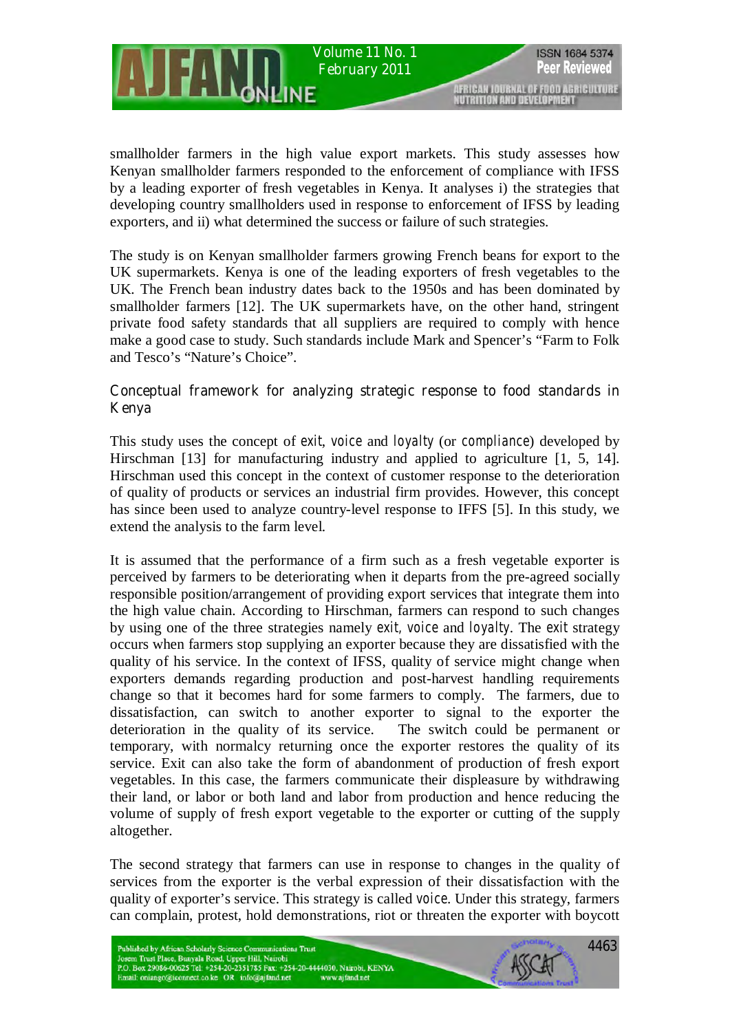smallholder farmers in the high value export markets. This study assesses how Kenyan smallholder farmers responded to the enforcement of compliance with IFSS by a leading exporter of fresh vegetables in Kenya. It analyses i) the strategies that developing country smallholders used in response to enforcement of IFSS by leading exporters, and ii) what determined the success or failure of such strategies.

The study is on Kenyan smallholder farmers growing French beans for export to the UK supermarkets. Kenya is one of the leading exporters of fresh vegetables to the UK. The French bean industry dates back to the 1950s and has been dominated by smallholder farmers [12]. The UK supermarkets have, on the other hand, stringent private food safety standards that all suppliers are required to comply with hence make a good case to study. Such standards include Mark and Spencer's "Farm to Folk and Tesco's "Nature's Choice".

## Conceptual framework for analyzing strategic response to food standards in Kenya

This study uses the concept of *exit*, *voice* and *loyalty* (or *compliance*) developed by Hirschman [13] for manufacturing industry and applied to agriculture [1, 5, 14]. Hirschman used this concept in the context of customer response to the deterioration of quality of products or services an industrial firm provides. However, this concept has since been used to analyze country-level response to IFFS [5]. In this study, we extend the analysis to the farm level.

It is assumed that the performance of a firm such as a fresh vegetable exporter is perceived by farmers to be deteriorating when it departs from the pre-agreed socially responsible position/arrangement of providing export services that integrate them into the high value chain. According to Hirschman, farmers can respond to such changes by using one of the three strategies namely *exit*, *voice* and *loyalty*. The *exit* strategy occurs when farmers stop supplying an exporter because they are dissatisfied with the quality of his service. In the context of IFSS, quality of service might change when exporters demands regarding production and post-harvest handling requirements change so that it becomes hard for some farmers to comply. The farmers, due to dissatisfaction, can switch to another exporter to signal to the exporter the deterioration in the quality of its service. The switch could be permanent or temporary, with normalcy returning once the exporter restores the quality of its service. Exit can also take the form of abandonment of production of fresh export vegetables. In this case, the farmers communicate their displeasure by withdrawing their land, or labor or both land and labor from production and hence reducing the volume of supply of fresh export vegetable to the exporter or cutting of the supply altogether.

The second strategy that farmers can use in response to changes in the quality of services from the exporter is the verbal expression of their dissatisfaction with the quality of exporter's service. This strategy is called *voice*. Under this strategy, farmers can complain, protest, hold demonstrations, riot or threaten the exporter with boycott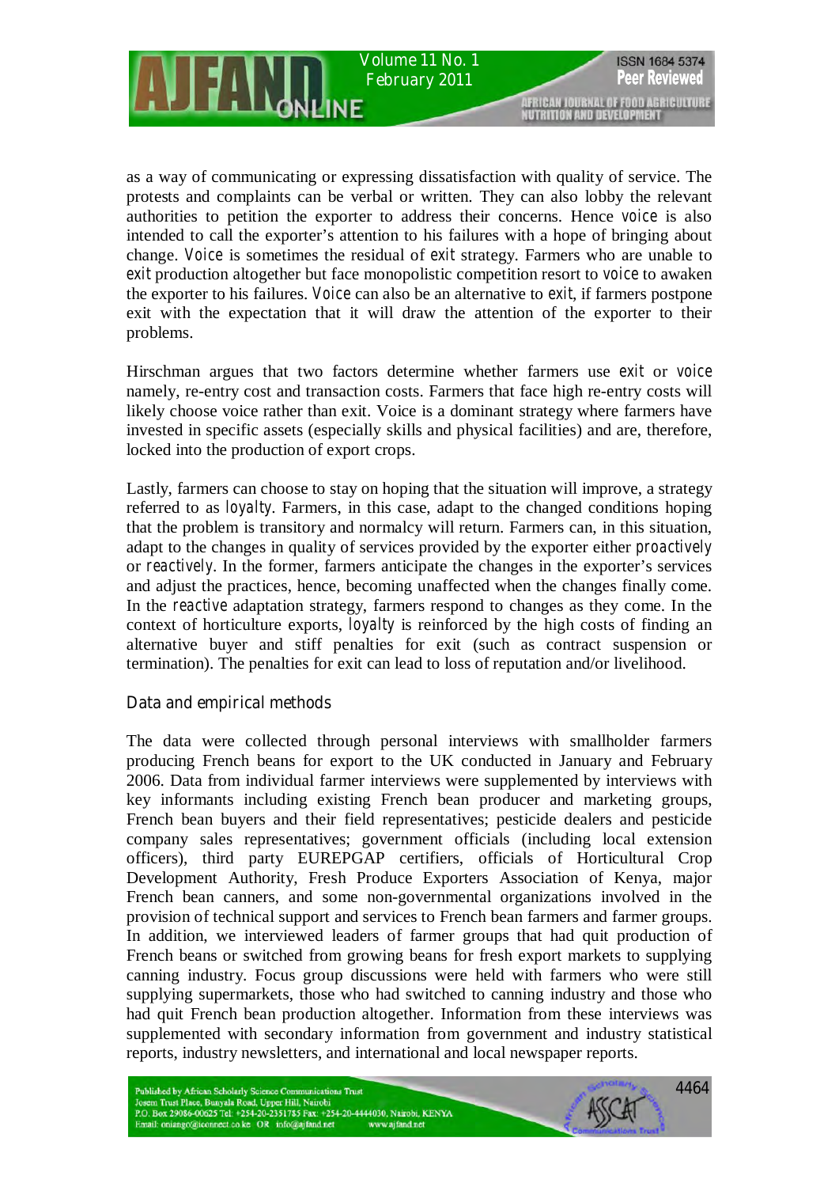as a way of communicating or expressing dissatisfaction with quality of service. The protests and complaints can be verbal or written. They can also lobby the relevant authorities to petition the exporter to address their concerns. Hence *voice* is also intended to call the exporter's attention to his failures with a hope of bringing about change. *Voice* is sometimes the residual of *exit* strategy. Farmers who are unable to *exit* production altogether but face monopolistic competition resort to *voice* to awaken the exporter to his failures. *Voice* can also be an alternative to *exit*, if farmers postpone exit with the expectation that it will draw the attention of the exporter to their problems.

Hirschman argues that two factors determine whether farmers use *exit* or *voice* namely, re-entry cost and transaction costs. Farmers that face high re-entry costs will likely choose voice rather than exit. Voice is a dominant strategy where farmers have invested in specific assets (especially skills and physical facilities) and are, therefore, locked into the production of export crops.

Lastly, farmers can choose to stay on hoping that the situation will improve, a strategy referred to as *loyalty*. Farmers, in this case, adapt to the changed conditions hoping that the problem is transitory and normalcy will return. Farmers can, in this situation, adapt to the changes in quality of services provided by the exporter either *proactively* or *reactively*. In the former, farmers anticipate the changes in the exporter's services and adjust the practices, hence, becoming unaffected when the changes finally come. In the *reactive* adaptation strategy, farmers respond to changes as they come. In the context of horticulture exports, *loyalty* is reinforced by the high costs of finding an alternative buyer and stiff penalties for exit (such as contract suspension or termination). The penalties for exit can lead to loss of reputation and/or livelihood.

## Data and empirical methods

The data were collected through personal interviews with smallholder farmers producing French beans for export to the UK conducted in January and February 2006. Data from individual farmer interviews were supplemented by interviews with key informants including existing French bean producer and marketing groups, French bean buyers and their field representatives; pesticide dealers and pesticide company sales representatives; government officials (including local extension officers), third party EUREPGAP certifiers, officials of Horticultural Crop Development Authority, Fresh Produce Exporters Association of Kenya, major French bean canners, and some non-governmental organizations involved in the provision of technical support and services to French bean farmers and farmer groups. In addition, we interviewed leaders of farmer groups that had quit production of French beans or switched from growing beans for fresh export markets to supplying canning industry. Focus group discussions were held with farmers who were still supplying supermarkets, those who had switched to canning industry and those who had quit French bean production altogether. Information from these interviews was supplemented with secondary information from government and industry statistical reports, industry newsletters, and international and local newspaper reports.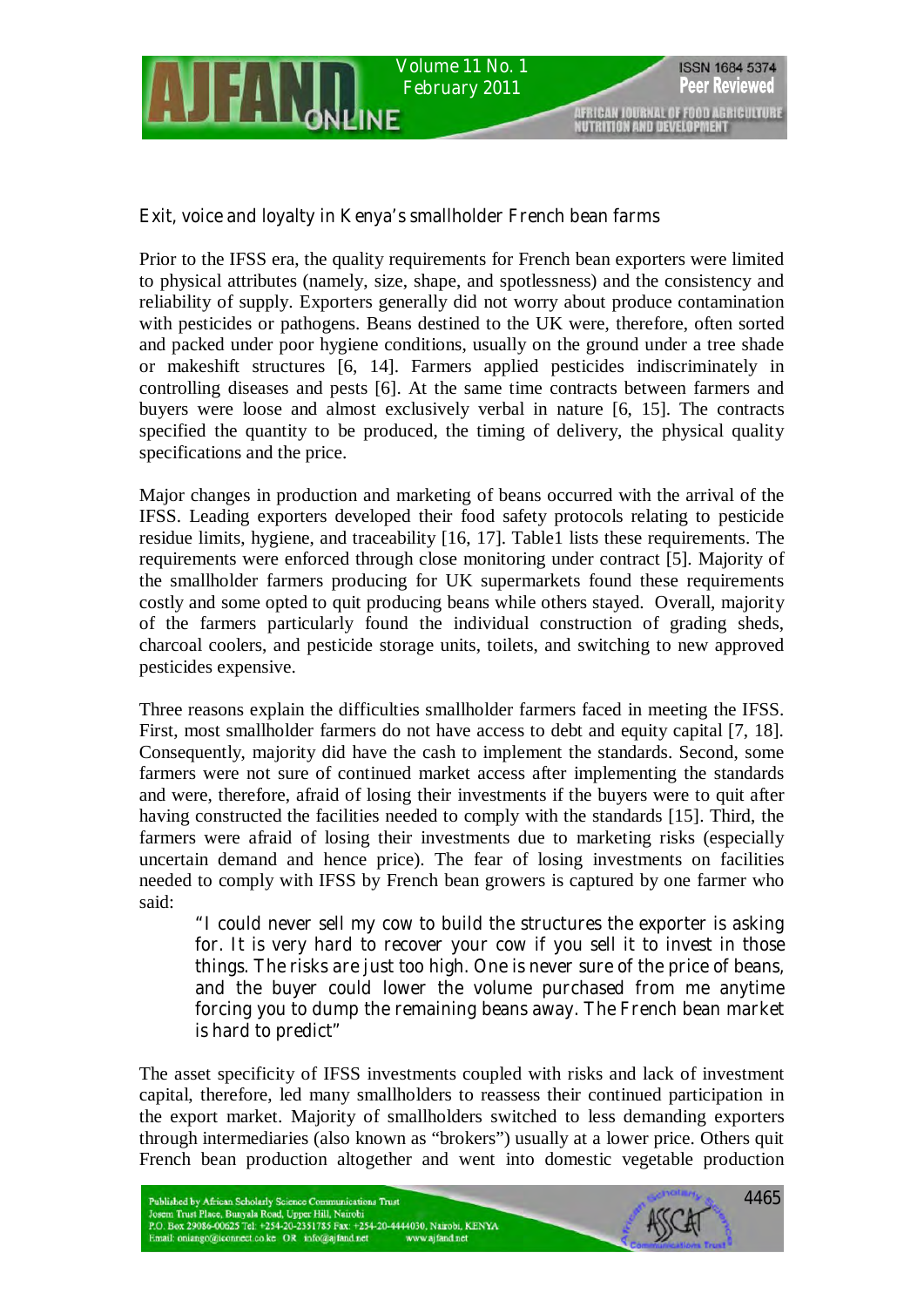Prior to the IFSS era, the quality requirements for French bean exporters were limited to physical attributes (namely, size, shape, and spotlessness) and the consistency and reliability of supply. Exporters generally did not worry about produce contamination with pesticides or pathogens. Beans destined to the UK were, therefore, often sorted and packed under poor hygiene conditions, usually on the ground under a tree shade or makeshift structures [6, 14]. Farmers applied pesticides indiscriminately in controlling diseases and pests [6]. At the same time contracts between farmers and buyers were loose and almost exclusively verbal in nature [6, 15]. The contracts specified the quantity to be produced, the timing of delivery, the physical quality specifications and the price.

Major changes in production and marketing of beans occurred with the arrival of the IFSS. Leading exporters developed their food safety protocols relating to pesticide residue limits, hygiene, and traceability [16, 17]. Table1 lists these requirements. The requirements were enforced through close monitoring under contract [5]. Majority of the smallholder farmers producing for UK supermarkets found these requirements costly and some opted to quit producing beans while others stayed. Overall, majority of the farmers particularly found the individual construction of grading sheds, charcoal coolers, and pesticide storage units, toilets, and switching to new approved pesticides expensive.

Three reasons explain the difficulties smallholder farmers faced in meeting the IFSS. First, most smallholder farmers do not have access to debt and equity capital [7, 18]. Consequently, majority did have the cash to implement the standards. Second, some farmers were not sure of continued market access after implementing the standards and were, therefore, afraid of losing their investments if the buyers were to quit after having constructed the facilities needed to comply with the standards [15]. Third, the farmers were afraid of losing their investments due to marketing risks (especially uncertain demand and hence price). The fear of losing investments on facilities needed to comply with IFSS by French bean growers is captured by one farmer who said:

> "I could never sell my cow to build the structures the exporter is asking for. It is very hard to recover your cow if you sell it to invest in those things. The risks are just too high. One is never sure of the price of beans, and the buyer could lower the volume purchased from me anytime forcing you to dump the remaining beans away. The French bean market is hard to predict"

The asset specificity of IFSS investments coupled with risks and lack of investment capital, therefore, led many smallholders to reassess their continued participation in the export market. Majority of smallholders switched to less demanding exporters through intermediaries (also known as "brokers") usually at a lower price. Others quit French bean production altogether and went into domestic vegetable production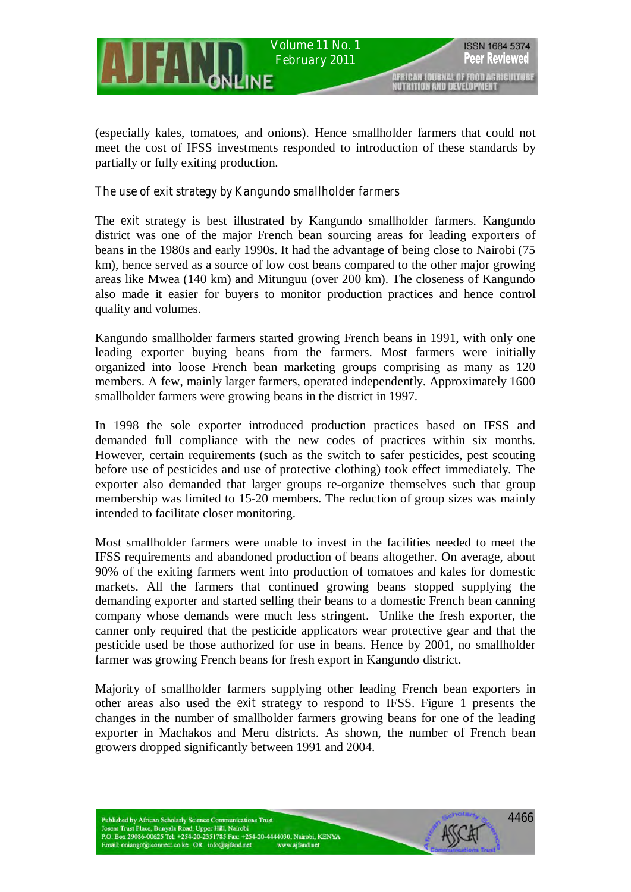(especially kales, tomatoes, and onions). Hence smallholder farmers that could not meet the cost of IFSS investments responded to introduction of these standards by partially or fully exiting production.

### *The use of exit strategy by Kangundo smallholder farmers*

The *exit* strategy is best illustrated by Kangundo smallholder farmers. Kangundo district was one of the major French bean sourcing areas for leading exporters of beans in the 1980s and early 1990s. It had the advantage of being close to Nairobi (75 km), hence served as a source of low cost beans compared to the other major growing areas like Mwea (140 km) and Mitunguu (over 200 km). The closeness of Kangundo also made it easier for buyers to monitor production practices and hence control quality and volumes.

Kangundo smallholder farmers started growing French beans in 1991, with only one leading exporter buying beans from the farmers. Most farmers were initially organized into loose French bean marketing groups comprising as many as 120 members. A few, mainly larger farmers, operated independently. Approximately 1600 smallholder farmers were growing beans in the district in 1997.

In 1998 the sole exporter introduced production practices based on IFSS and demanded full compliance with the new codes of practices within six months. However, certain requirements (such as the switch to safer pesticides, pest scouting before use of pesticides and use of protective clothing) took effect immediately. The exporter also demanded that larger groups re-organize themselves such that group membership was limited to 15-20 members. The reduction of group sizes was mainly intended to facilitate closer monitoring.

Most smallholder farmers were unable to invest in the facilities needed to meet the IFSS requirements and abandoned production of beans altogether. On average, about 90% of the exiting farmers went into production of tomatoes and kales for domestic markets. All the farmers that continued growing beans stopped supplying the demanding exporter and started selling their beans to a domestic French bean canning company whose demands were much less stringent. Unlike the fresh exporter, the canner only required that the pesticide applicators wear protective gear and that the pesticide used be those authorized for use in beans. Hence by 2001, no smallholder farmer was growing French beans for fresh export in Kangundo district.

Majority of smallholder farmers supplying other leading French bean exporters in other areas also used the *exit* strategy to respond to IFSS. Figure 1 presents the changes in the number of smallholder farmers growing beans for one of the leading exporter in Machakos and Meru districts. As shown, the number of French bean growers dropped significantly between 1991 and 2004.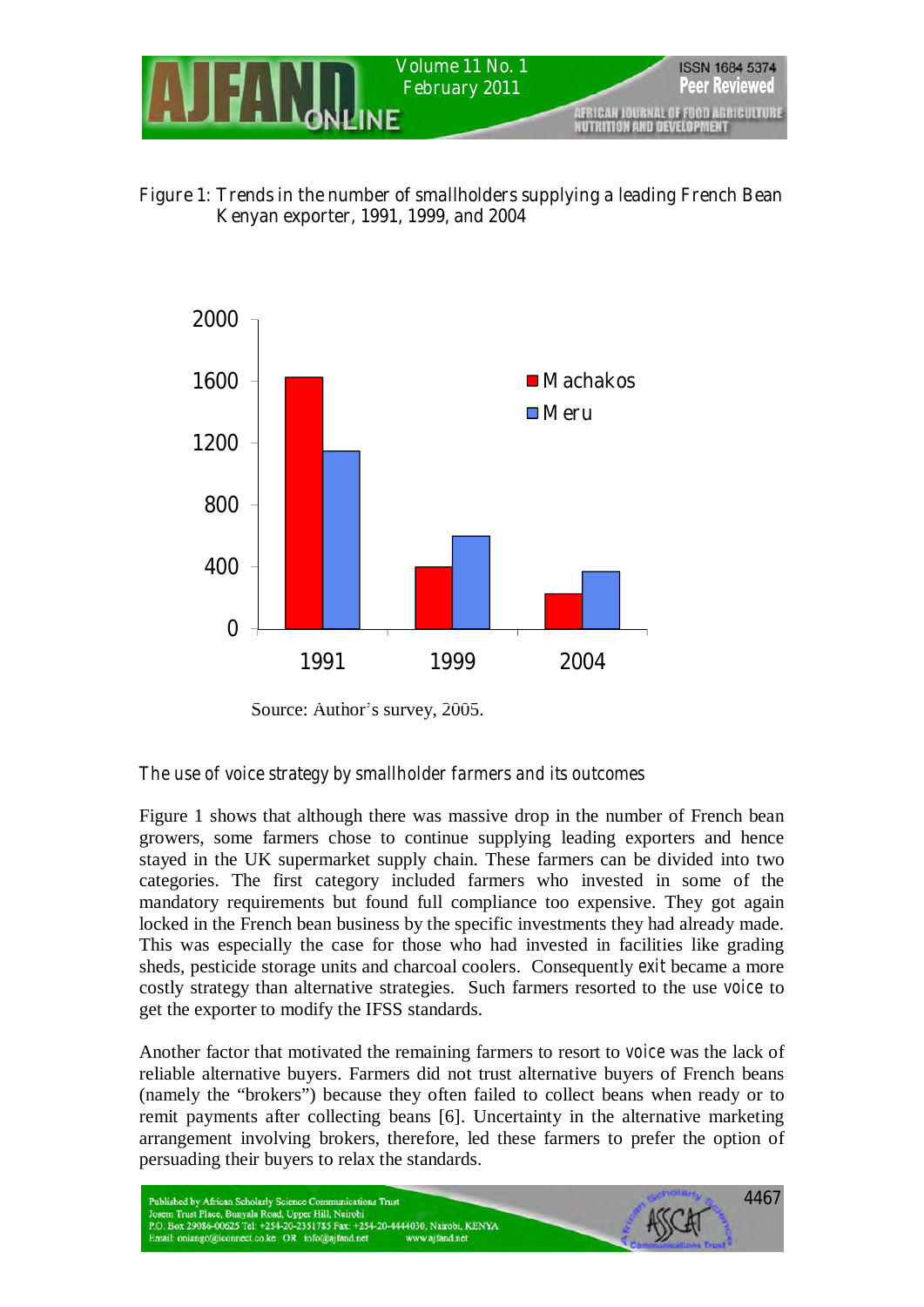Figure 1: Trends in the number of smallholders supplying a leading French Bean Kenyan exporter, 1991, 1999, and 2004

Source: Author's survey, 2005.

*The use of voice strategy by smallholder farmers and its outcomes*

Figure 1 shows that although there was massive drop in the number of French bean growers, some farmers chose to continue supplying leading exporters and hence stayed in the UK supermarket supply chain. These farmers can be divided into two categories. The first category included farmers who invested in some of the mandatory requirements but found full compliance too expensive. They got again locked in the French bean business by the specific investments they had already made. This was especially the case for those who had invested in facilities like grading sheds, pesticide storage units and charcoal coolers. Consequently *exit* became a more costly strategy than alternative strategies. Such farmers resorted to the use *voice* to get the exporter to modify the IFSS standards.

Another factor that motivated the remaining farmers to resort to *voice* was the lack of reliable alternative buyers. Farmers did not trust alternative buyers of French beans (namely the "brokers") because they often failed to collect beans when ready or to remit payments after collecting beans [6]. Uncertainty in the alternative marketing arrangement involving brokers, therefore, led these farmers to prefer the option of persuading their buyers to relax the standards.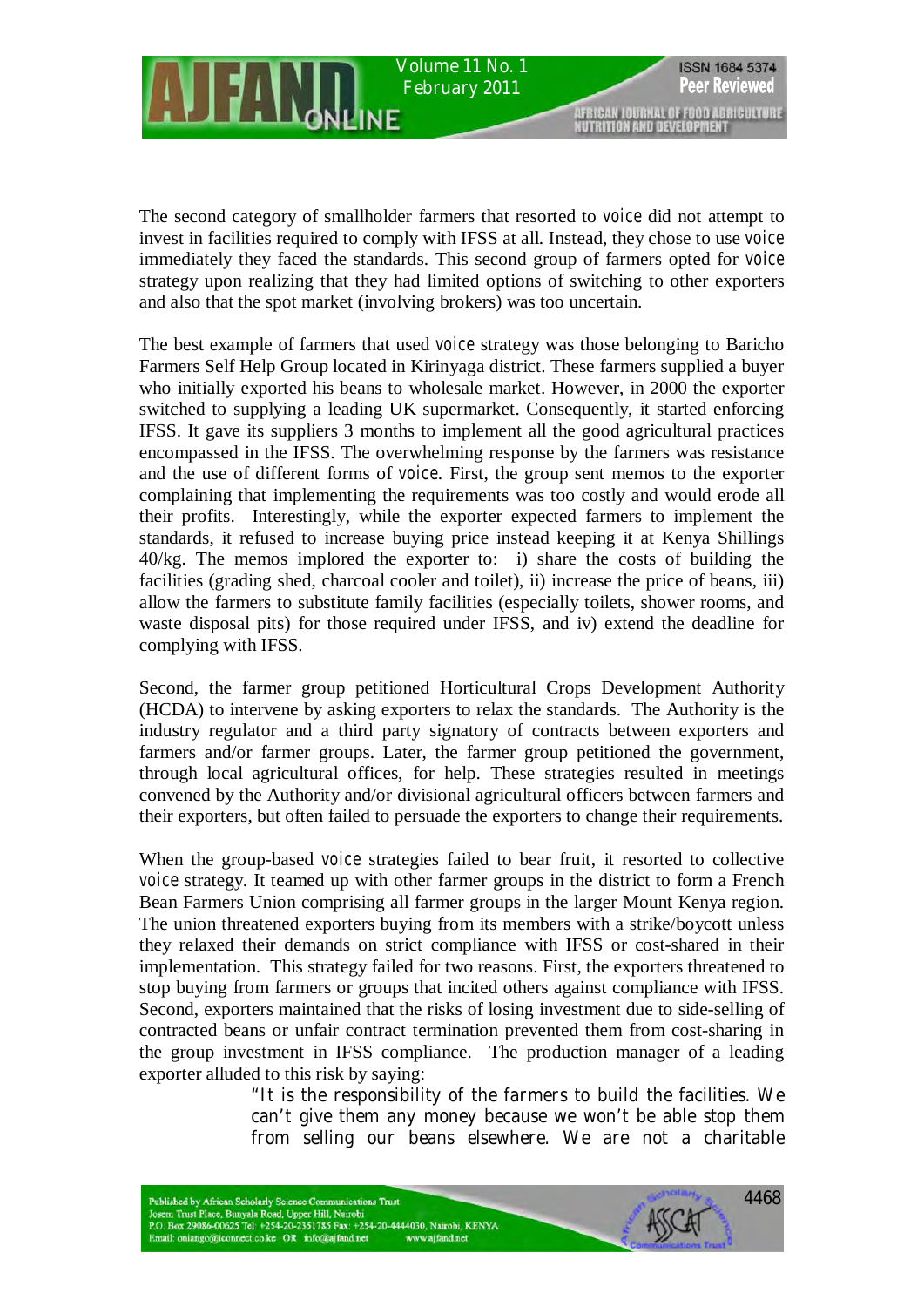The second category of smallholder farmers that resorted to *voice* did not attempt to invest in facilities required to comply with IFSS at all. Instead, they chose to use *voice* immediately they faced the standards. This second group of farmers opted for *voice* strategy upon realizing that they had limited options of switching to other exporters and also that the spot market (involving brokers) was too uncertain.

The best example of farmers that used *voice* strategy was those belonging to Baricho Farmers Self Help Group located in Kirinyaga district. These farmers supplied a buyer who initially exported his beans to wholesale market. However, in 2000 the exporter switched to supplying a leading UK supermarket. Consequently, it started enforcing IFSS. It gave its suppliers 3 months to implement all the good agricultural practices encompassed in the IFSS. The overwhelming response by the farmers was resistance and the use of different forms of *voice*. First, the group sent memos to the exporter complaining that implementing the requirements was too costly and would erode all their profits. Interestingly, while the exporter expected farmers to implement the standards, it refused to increase buying price instead keeping it at Kenya Shillings 40/kg. The memos implored the exporter to: i) share the costs of building the facilities (grading shed, charcoal cooler and toilet), ii) increase the price of beans, iii) allow the farmers to substitute family facilities (especially toilets, shower rooms, and waste disposal pits) for those required under IFSS, and iv) extend the deadline for complying with IFSS.

Second, the farmer group petitioned Horticultural Crops Development Authority (HCDA) to intervene by asking exporters to relax the standards. The Authority is the industry regulator and a third party signatory of contracts between exporters and farmers and/or farmer groups. Later, the farmer group petitioned the government, through local agricultural offices, for help. These strategies resulted in meetings convened by the Authority and/or divisional agricultural officers between farmers and their exporters, but often failed to persuade the exporters to change their requirements.

When the group-based *voice* strategies failed to bear fruit, it resorted to collective *voice* strategy. It teamed up with other farmer groups in the district to form a French Bean Farmers Union comprising all farmer groups in the larger Mount Kenya region. The union threatened exporters buying from its members with a strike/boycott unless they relaxed their demands on strict compliance with IFSS or cost-shared in their implementation. This strategy failed for two reasons. First, the exporters threatened to stop buying from farmers or groups that incited others against compliance with IFSS. Second, exporters maintained that the risks of losing investment due to side-selling of contracted beans or unfair contract termination prevented them from cost-sharing in the group investment in IFSS compliance. The production manager of a leading exporter alluded to this risk by saying:

> "It is the responsibility of the farmers to build the facilities. We can't give them any money because we won't be able stop them from selling our beans elsewhere. We are not a charitable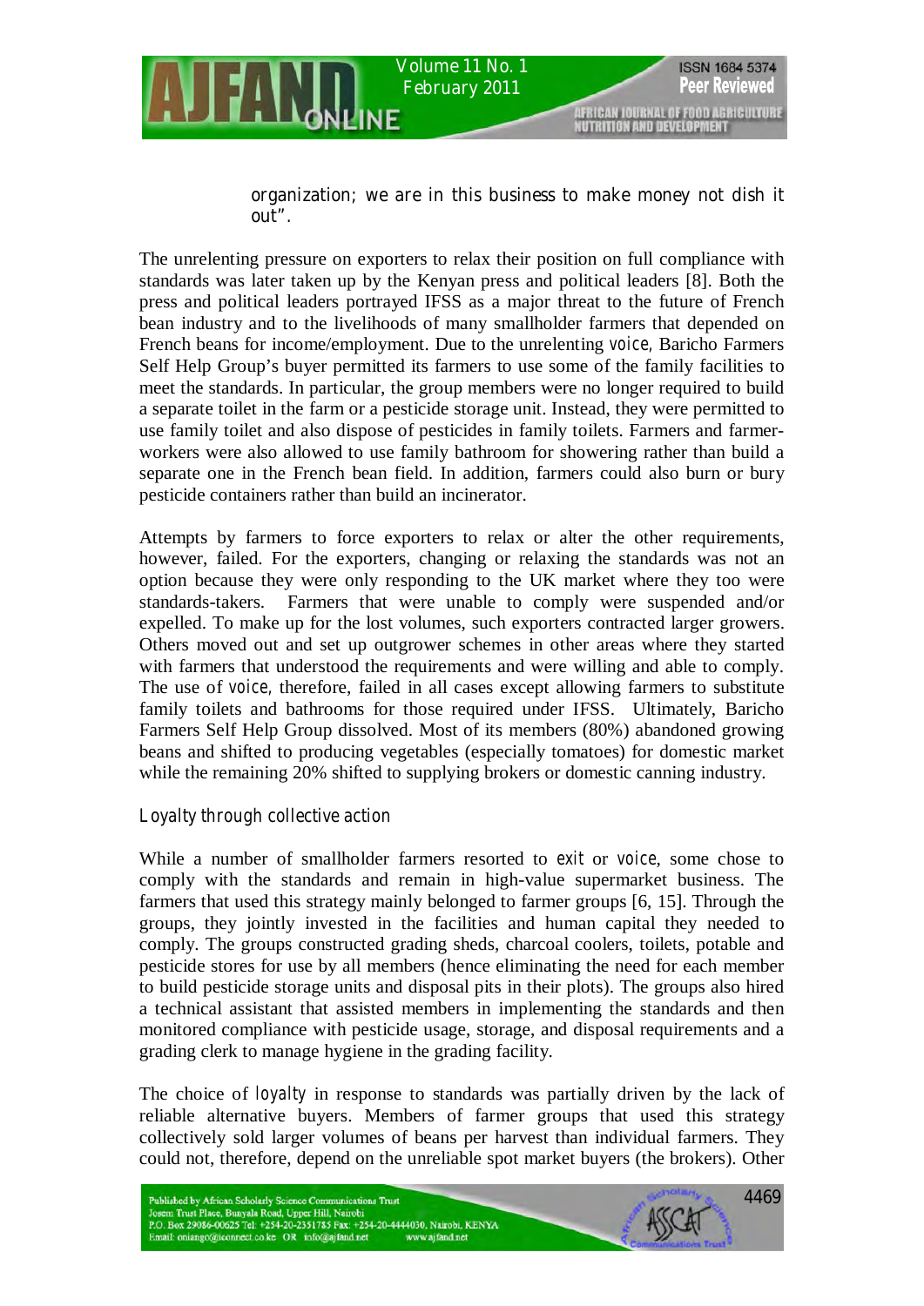organization; we are in this business to make money not dish it out".

The unrelenting pressure on exporters to relax their position on full compliance with standards was later taken up by the Kenyan press and political leaders [8]. Both the press and political leaders portrayed IFSS as a major threat to the future of French bean industry and to the livelihoods of many smallholder farmers that depended on French beans for income/employment. Due to the unrelenting *voice*, Baricho Farmers Self Help Group's buyer permitted its farmers to use some of the family facilities to meet the standards. In particular, the group members were no longer required to build a separate toilet in the farm or a pesticide storage unit. Instead, they were permitted to use family toilet and also dispose of pesticides in family toilets. Farmers and farmer-workers were also allowed to use family bathroom for showering rather than build a separate one in the French bean field. In addition, farmers could also burn or bury pesticide containers rather than build an incinerator.

Attempts by farmers to force exporters to relax or alter the other requirements, however, failed. For the exporters, changing or relaxing the standards was not an option because they were only responding to the UK market where they too were standards-takers. Farmers that were unable to comply were suspended and/or expelled. To make up for the lost volumes, such exporters contracted larger growers. Others moved out and set up outgrower schemes in other areas where they started with farmers that understood the requirements and were willing and able to comply. The use of *voice*, therefore, failed in all cases except allowing farmers to substitute family toilets and bathrooms for those required under IFSS. Ultimately, Baricho Farmers Self Help Group dissolved. Most of its members (80%) abandoned growing beans and shifted to producing vegetables (especially tomatoes) for domestic market while the remaining 20% shifted to supplying brokers or domestic canning industry.

### Loyalty through collective action

While a number of smallholder farmers resorted to *exit* or *voice*, some chose to comply with the standards and remain in high-value supermarket business. The farmers that used this strategy mainly belonged to farmer groups [6, 15]. Through the groups, they jointly invested in the facilities and human capital they needed to comply. The groups constructed grading sheds, charcoal coolers, toilets, potable and pesticide stores for use by all members (hence eliminating the need for each member to build pesticide storage units and disposal pits in their plots). The groups also hired a technical assistant that assisted members in implementing the standards and then monitored compliance with pesticide usage, storage, and disposal requirements and a grading clerk to manage hygiene in the grading facility.

The choice of *loyalty* in response to standards was partially driven by the lack of reliable alternative buyers. Members of farmer groups that used this strategy collectively sold larger volumes of beans per harvest than individual farmers. They could not, therefore, depend on the unreliable spot market buyers (the brokers). Other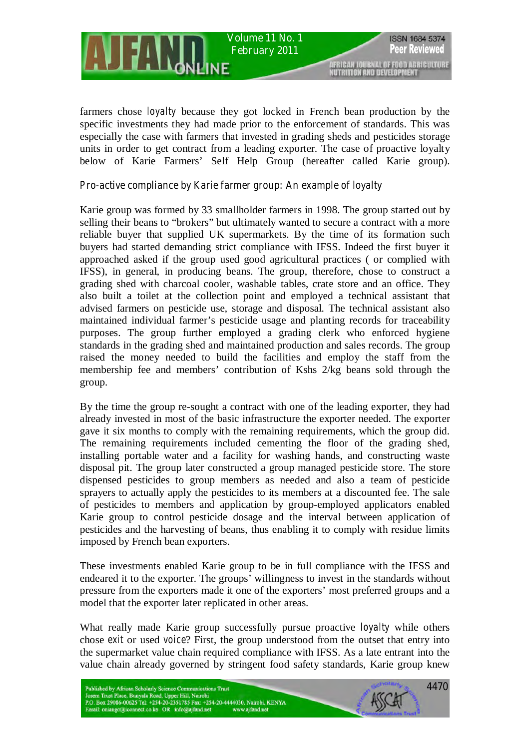farmers chose *loyalty* because they got locked in French bean production by the specific investments they had made prior to the enforcement of standards. This was especially the case with farmers that invested in grading sheds and pesticides storage units in order to get contract from a leading exporter. The case of proactive loyalty below of Karie Farmers' Self Help Group (hereafter called Karie group).

### Pro-active compliance by Karie farmer group: An example of loyalty

Karie group was formed by 33 smallholder farmers in 1998. The group started out by selling their beans to "brokers" but ultimately wanted to secure a contract with a more reliable buyer that supplied UK supermarkets. By the time of its formation such buyers had started demanding strict compliance with IFSS. Indeed the first buyer it approached asked if the group used good agricultural practices ( or complied with IFSS), in general, in producing beans. The group, therefore, chose to construct a grading shed with charcoal cooler, washable tables, crate store and an office. They also built a toilet at the collection point and employed a technical assistant that advised farmers on pesticide use, storage and disposal. The technical assistant also maintained individual farmer's pesticide usage and planting records for traceability purposes. The group further employed a grading clerk who enforced hygiene standards in the grading shed and maintained production and sales records. The group raised the money needed to build the facilities and employ the staff from the membership fee and members' contribution of Kshs 2/kg beans sold through the group.

By the time the group re-sought a contract with one of the leading exporter, they had already invested in most of the basic infrastructure the exporter needed. The exporter gave it six months to comply with the remaining requirements, which the group did. The remaining requirements included cementing the floor of the grading shed, installing portable water and a facility for washing hands, and constructing waste disposal pit. The group later constructed a group managed pesticide store. The store dispensed pesticides to group members as needed and also a team of pesticide sprayers to actually apply the pesticides to its members at a discounted fee. The sale of pesticides to members and application by group-employed applicators enabled Karie group to control pesticide dosage and the interval between application of pesticides and the harvesting of beans, thus enabling it to comply with residue limits imposed by French bean exporters.

These investments enabled Karie group to be in full compliance with the IFSS and endeared it to the exporter. The groups' willingness to invest in the standards without pressure from the exporters made it one of the exporters' most preferred groups and a model that the exporter later replicated in other areas.

What really made Karie group successfully pursue proactive *loyalty* while others chose *exit* or used *voice*? First, the group understood from the outset that entry into the supermarket value chain required compliance with IFSS. As a late entrant into the value chain already governed by stringent food safety standards, Karie group knew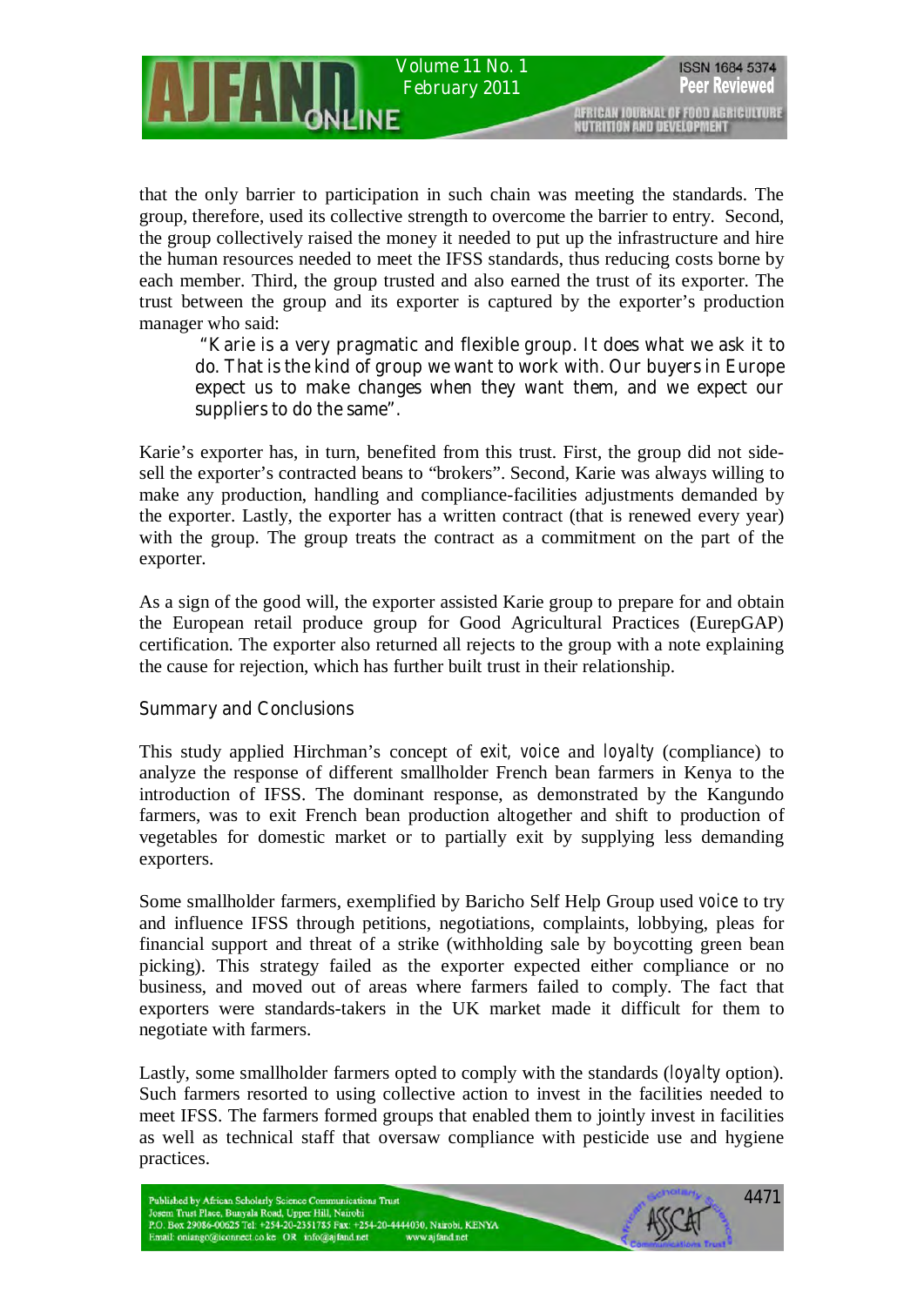that the only barrier to participation in such chain was meeting the standards. The group, therefore, used its collective strength to overcome the barrier to entry. Second, the group collectively raised the money it needed to put up the infrastructure and hire the human resources needed to meet the IFSS standards, thus reducing costs borne by each member. Third, the group trusted and also earned the trust of its exporter. The trust between the group and its exporter is captured by the exporter's production manager who said:

> "Karie is a very pragmatic and flexible group. It does what we ask it to do. That is the kind of group we want to work with. Our buyers in Europe expect us to make changes when they want them, and we expect our suppliers to do the same".

Karie's exporter has, in turn, benefited from this trust. First, the group did not side-sell the exporter's contracted beans to "brokers". Second, Karie was always willing to make any production, handling and compliance-facilities adjustments demanded by the exporter. Lastly, the exporter has a written contract (that is renewed every year) with the group. The group treats the contract as a commitment on the part of the exporter.

As a sign of the good will, the exporter assisted Karie group to prepare for and obtain the European retail produce group for Good Agricultural Practices (EurepGAP) certification. The exporter also returned all rejects to the group with a note explaining the cause for rejection, which has further built trust in their relationship.

## Summary and Conclusions

This study applied Hirchman's concept of *exit*, *voice* and *loyalty* (compliance) to analyze the response of different smallholder French bean farmers in Kenya to the introduction of IFSS. The dominant response, as demonstrated by the Kangundo farmers, was to exit French bean production altogether and shift to production of vegetables for domestic market or to partially exit by supplying less demanding exporters.

Some smallholder farmers, exemplified by Baricho Self Help Group used *voice* to try and influence IFSS through petitions, negotiations, complaints, lobbying, pleas for financial support and threat of a strike (withholding sale by boycotting green bean picking). This strategy failed as the exporter expected either compliance or no business, and moved out of areas where farmers failed to comply. The fact that exporters were standards-takers in the UK market made it difficult for them to negotiate with farmers.

Lastly, some smallholder farmers opted to comply with the standards (*loyalty* option). Such farmers resorted to using collective action to invest in the facilities needed to meet IFSS. The farmers formed groups that enabled them to jointly invest in facilities as well as technical staff that oversaw compliance with pesticide use and hygiene practices.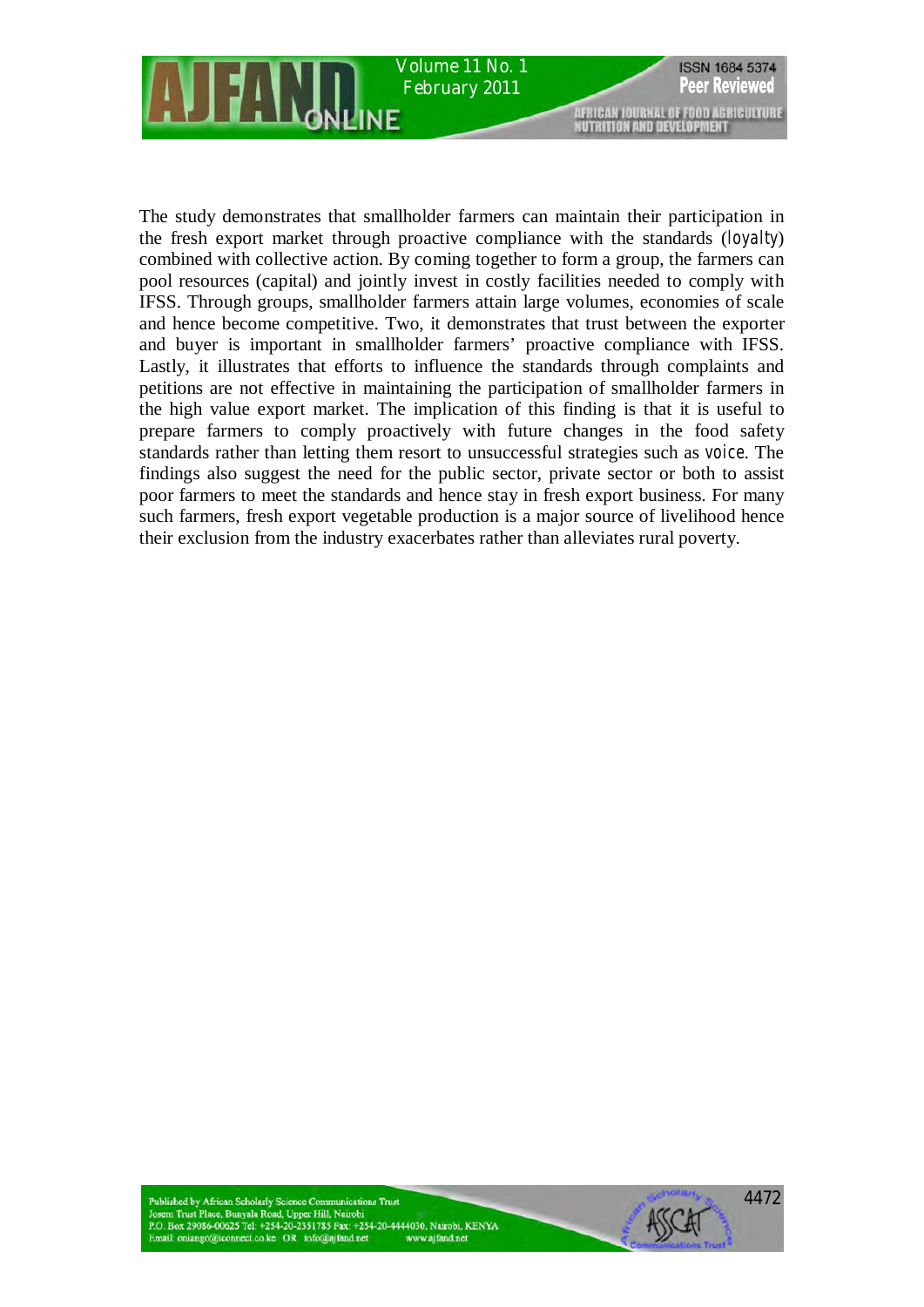The study demonstrates that smallholder farmers can maintain their participation in the fresh export market through proactive compliance with the standards (loyalty) combined with collective action. By coming together to form a group, the farmers can pool resources (capital) and jointly invest in costly facilities needed to comply with IFSS. Through groups, smallholder farmers attain large volumes, economies of scale and hence become competitive. Two, it demonstrates that trust between the exporter and buyer is important in smallholder farmers' proactive compliance with IFSS. Lastly, it illustrates that efforts to influence the standards through complaints and petitions are not effective in maintaining the participation of smallholder farmers in the high value export market. The implication of this finding is that it is useful to prepare farmers to comply proactively with future changes in the food safety standards rather than letting them resort to unsuccessful strategies such as voice. The findings also suggest the need for the public sector, private sector or both to assist poor farmers to meet the standards and hence stay in fresh export business. For many such farmers, fresh export vegetable production is a major source of livelihood hence their exclusion from the industry exacerbates rather than alleviates rural poverty.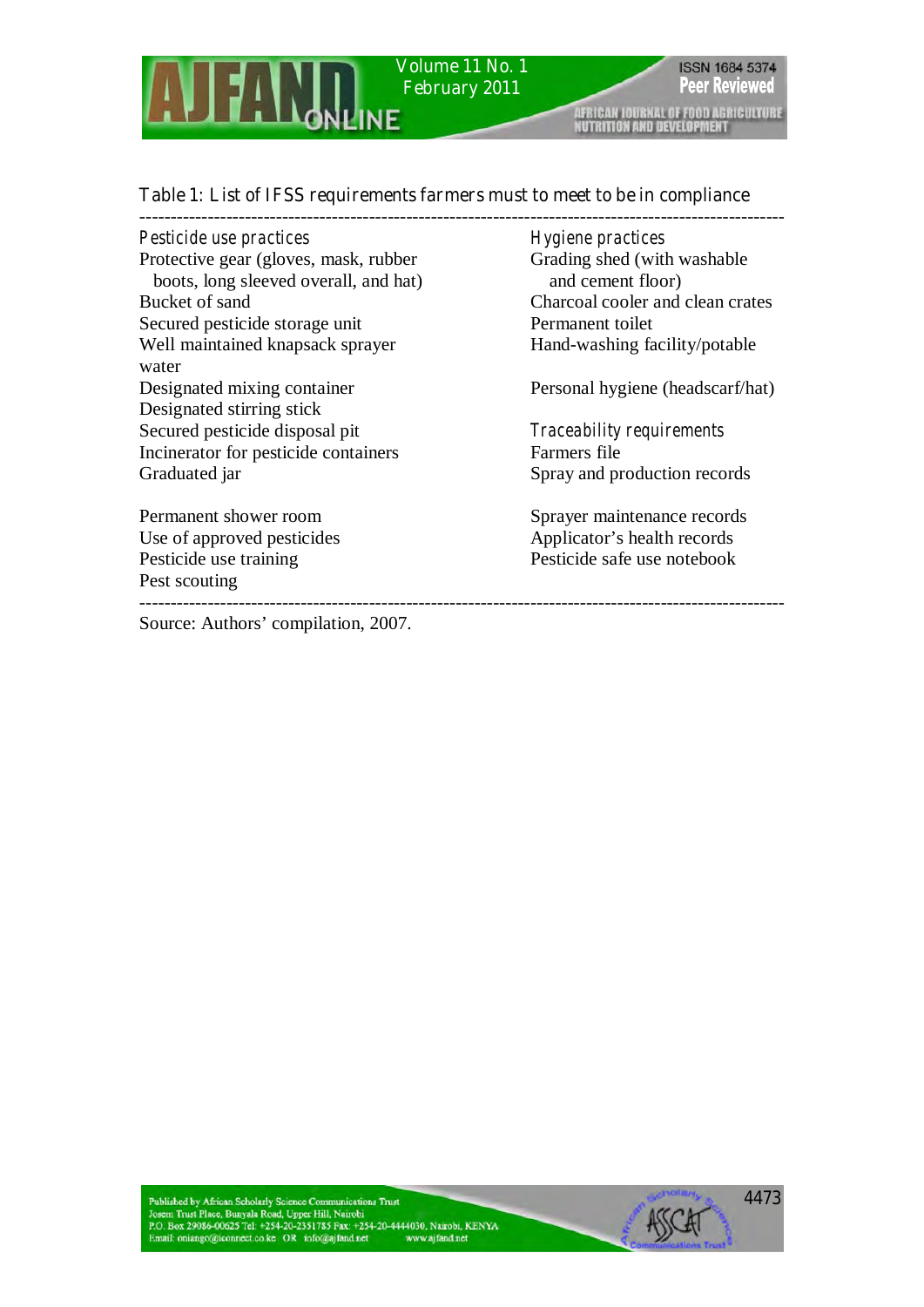Table 1: List of IFSS requirements farmers must to meet to be in compliance

| Pesticide use practices | Hygiene practices |
|---|---|
| Protective gear (gloves, mask, rubber boots, long sleeved overall, and hat) | Grading shed (with washable and cement floor) |
| Bucket of sand | Charcoal cooler and clean crates |
| Secured pesticide storage unit | Permanent toilet |
| Well maintained knapsack sprayer | Hand-washing facility/potable water |
| Designated mixing container | Personal hygiene (headscarf/hat) |
| Designated stirring stick | |
| Secured pesticide disposal pit | *Traceability requirements* |
| Incinerator for pesticide containers | Farmers file |
| Graduated jar | Spray and production records |
| Permanent shower room | Sprayer maintenance records |
| Use of approved pesticides | Applicator's health records |
| Pesticide use training | Pesticide safe use notebook |
| Pest scouting | |

Source: Authors' compilation, 2007.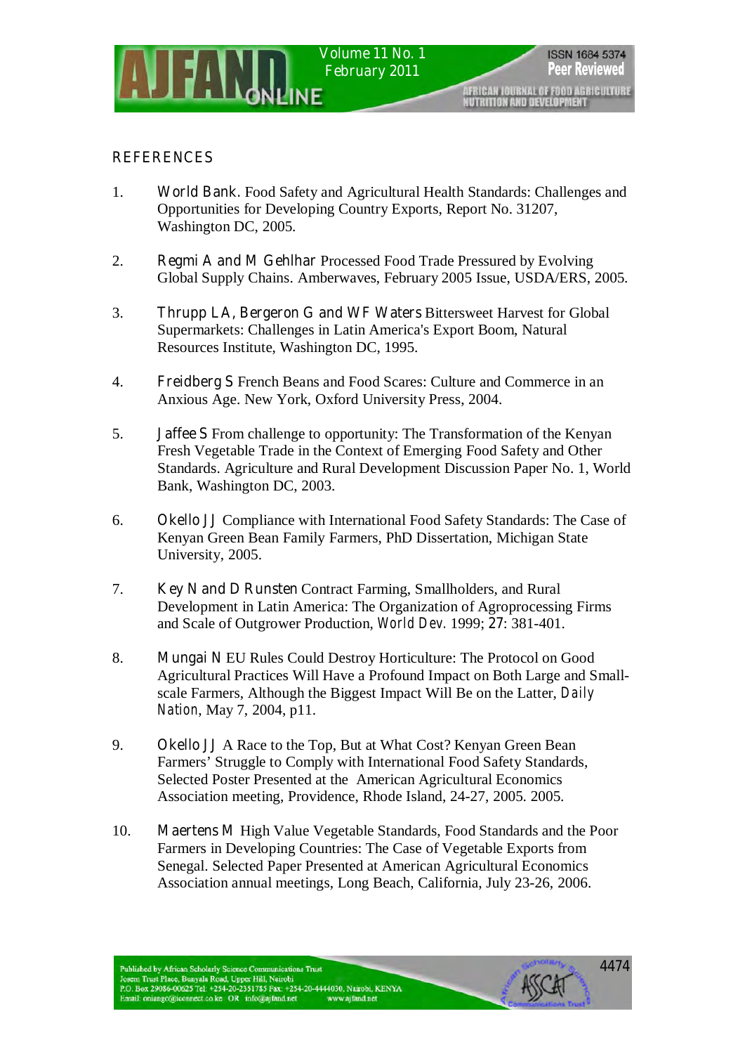## REFERENCES

1. World Bank. Food Safety and Agricultural Health Standards: Challenges and Opportunities for Developing Country Exports, Report No. 31207, Washington DC, 2005.

2. Regmi A and M Gehlhar Processed Food Trade Pressured by Evolving Global Supply Chains. Amberwaves, February 2005 Issue, USDA/ERS, 2005.

3. Thrupp LA, Bergeron G and WF Waters Bittersweet Harvest for Global Supermarkets: Challenges in Latin America's Export Boom, Natural Resources Institute, Washington DC, 1995.

4. Freidberg S French Beans and Food Scares: Culture and Commerce in an Anxious Age. New York, Oxford University Press, 2004.

5. Jaffee S From challenge to opportunity: The Transformation of the Kenyan Fresh Vegetable Trade in the Context of Emerging Food Safety and Other Standards. Agriculture and Rural Development Discussion Paper No. 1, World Bank, Washington DC, 2003.

6. Okello JJ Compliance with International Food Safety Standards: The Case of Kenyan Green Bean Family Farmers, PhD Dissertation, Michigan State University, 2005.

7. Key N and D Runsten Contract Farming, Smallholders, and Rural Development in Latin America: The Organization of Agroprocessing Firms and Scale of Outgrower Production, *World Dev.* 1999; **27**: 381-401.

8. Mungai N EU Rules Could Destroy Horticulture: The Protocol on Good Agricultural Practices Will Have a Profound Impact on Both Large and Small-scale Farmers, Although the Biggest Impact Will Be on the Latter, *Daily Nation*, May 7, 2004, p11.

9. Okello JJ A Race to the Top, But at What Cost? Kenyan Green Bean Farmers' Struggle to Comply with International Food Safety Standards, Selected Poster Presented at the American Agricultural Economics Association meeting, Providence, Rhode Island, 24-27, 2005. 2005.

10. Maertens M High Value Vegetable Standards, Food Standards and the Poor Farmers in Developing Countries: The Case of Vegetable Exports from Senegal. Selected Paper Presented at American Agricultural Economics Association annual meetings, Long Beach, California, July 23-26, 2006.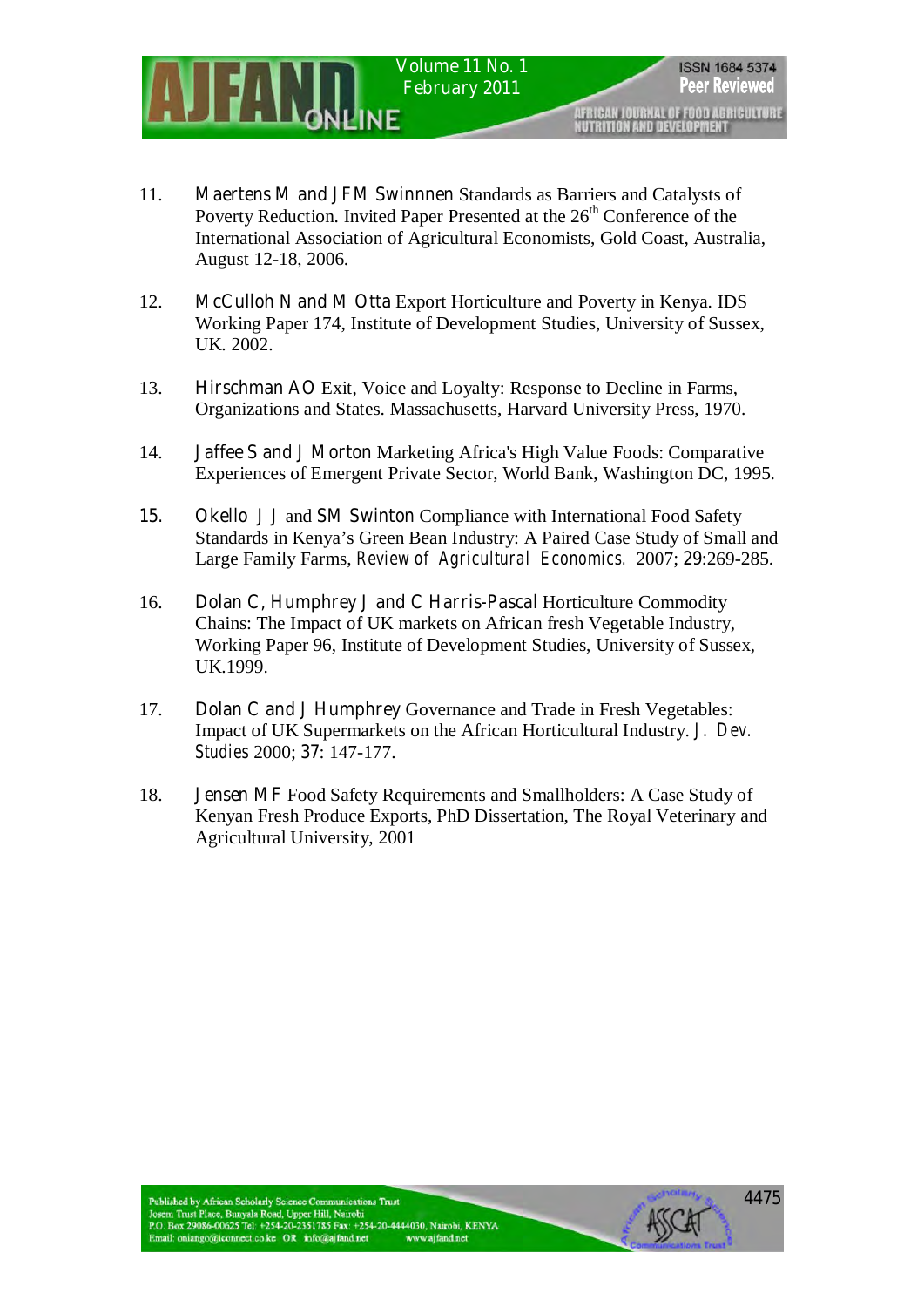11. Maertens M and JFM Swinnnen Standards as Barriers and Catalysts of Poverty Reduction. Invited Paper Presented at the 26th Conference of the International Association of Agricultural Economists, Gold Coast, Australia, August 12-18, 2006.

12. McCulloh N and M Otta Export Horticulture and Poverty in Kenya. IDS Working Paper 174, Institute of Development Studies, University of Sussex, UK. 2002.

13. Hirschman AO Exit, Voice and Loyalty: Response to Decline in Farms, Organizations and States. Massachusetts, Harvard University Press, 1970.

14. Jaffee S and J Morton Marketing Africa's High Value Foods: Comparative Experiences of Emergent Private Sector, World Bank, Washington DC, 1995.

15. Okello J J and SM Swinton Compliance with International Food Safety Standards in Kenya's Green Bean Industry: A Paired Case Study of Small and Large Family Farms, *Review of Agricultural Economics.* 2007; **29**:269-285.

16. Dolan C, Humphrey J and C Harris-Pascal Horticulture Commodity Chains: The Impact of UK markets on African fresh Vegetable Industry, Working Paper 96, Institute of Development Studies, University of Sussex, UK.1999.

17. Dolan C and J Humphrey Governance and Trade in Fresh Vegetables: Impact of UK Supermarkets on the African Horticultural Industry. *J. Dev. Studies* 2000; **37**: 147-177.

18. Jensen MF Food Safety Requirements and Smallholders: A Case Study of Kenyan Fresh Produce Exports, PhD Dissertation, The Royal Veterinary and Agricultural University, 2001